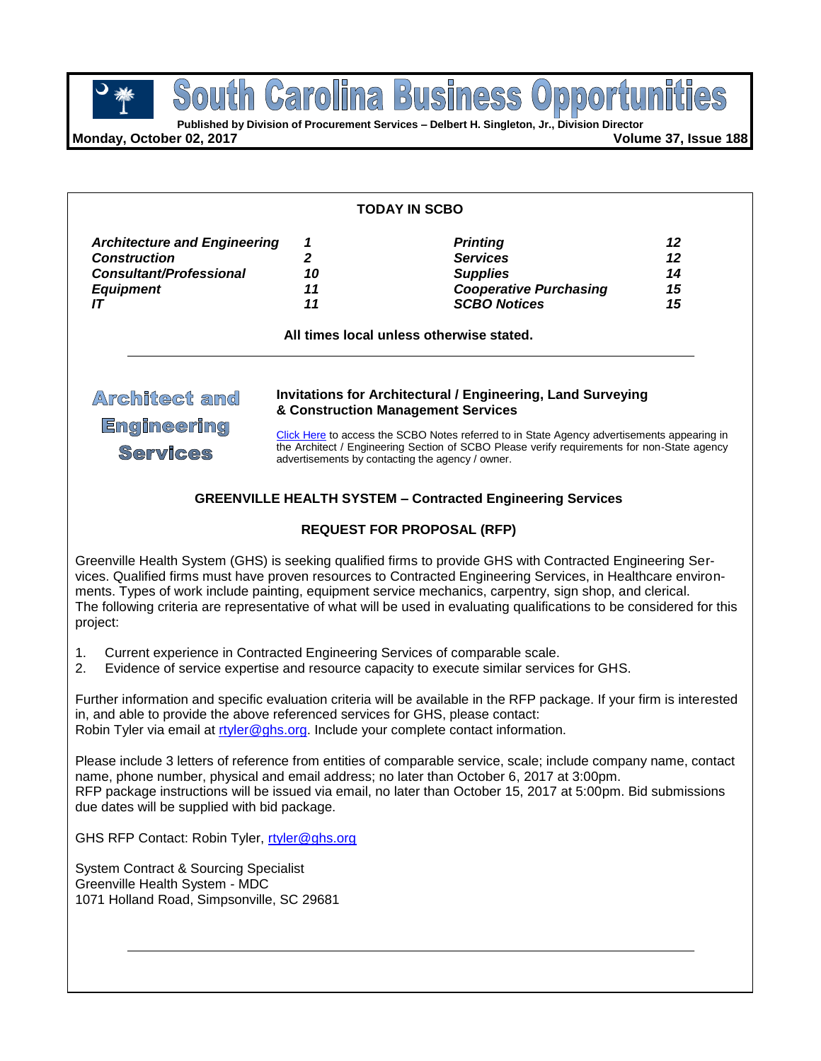# South Carolina Business Opportunities

**Published by Division of Procurement Services – Delbert H. Singleton, Jr., Division Director**

**Monday, October 02, 2017** **Volume 37, Issue 188**

## TODAY IN SCBO

| | | | |
|---|---|---|---|
| ***Architecture and Engineering*** | ***1*** | ***Printing*** | ***12*** |
| ***Construction*** | ***2*** | ***Services*** | ***12*** |
| ***Consultant/Professional*** | ***10*** | ***Supplies*** | ***14*** |
| ***Equipment*** | ***11*** | ***Cooperative Purchasing*** | ***15*** |
| ***IT*** | ***11*** | ***SCBO Notices*** | ***15*** |

**All times local unless otherwise stated.**

---

## Architect and Engineering Services

**Invitations for Architectural / Engineering, Land Surveying & Construction Management Services**

Click Here to access the SCBO Notes referred to in State Agency advertisements appearing in the Architect / Engineering Section of SCBO Please verify requirements for non-State agency advertisements by contacting the agency / owner.

### GREENVILLE HEALTH SYSTEM – Contracted Engineering Services

**REQUEST FOR PROPOSAL (RFP)**

Greenville Health System (GHS) is seeking qualified firms to provide GHS with Contracted Engineering Services. Qualified firms must have proven resources to Contracted Engineering Services, in Healthcare environments. Types of work include painting, equipment service mechanics, carpentry, sign shop, and clerical.
The following criteria are representative of what will be used in evaluating qualifications to be considered for this project:

1. Current experience in Contracted Engineering Services of comparable scale.
2. Evidence of service expertise and resource capacity to execute similar services for GHS.

Further information and specific evaluation criteria will be available in the RFP package. If your firm is interested in, and able to provide the above referenced services for GHS, please contact:
Robin Tyler via email at rtyler@ghs.org. Include your complete contact information.

Please include 3 letters of reference from entities of comparable service, scale; include company name, contact name, phone number, physical and email address; no later than October 6, 2017 at 3:00pm.
RFP package instructions will be issued via email, no later than October 15, 2017 at 5:00pm. Bid submissions due dates will be supplied with bid package.

GHS RFP Contact: Robin Tyler, rtyler@ghs.org

System Contract & Sourcing Specialist
Greenville Health System - MDC
1071 Holland Road, Simpsonville, SC 29681

---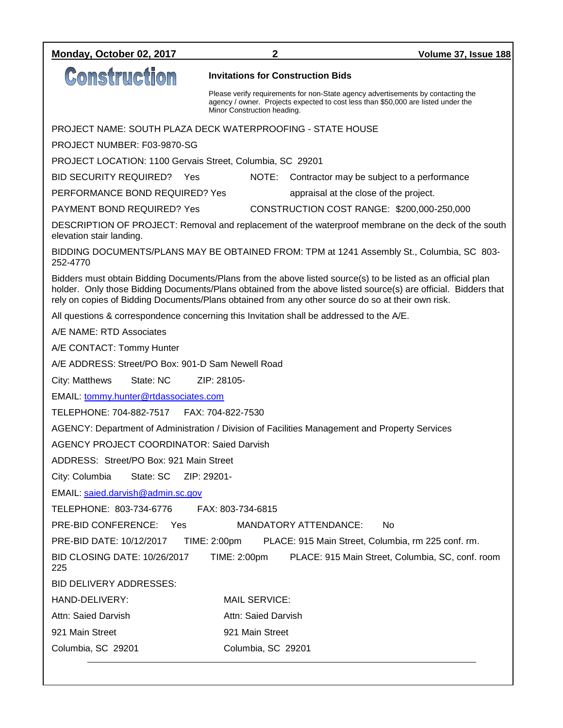# Construction

## Invitations for Construction Bids

Please verify requirements for non-State agency advertisements by contacting the agency / owner. Projects expected to cost less than $50,000 are listed under the Minor Construction heading.

PROJECT NAME: SOUTH PLAZA DECK WATERPROOFING - STATE HOUSE

PROJECT NUMBER: F03-9870-SG

PROJECT LOCATION: 1100 Gervais Street, Columbia, SC 29201

BID SECURITY REQUIRED? Yes

PERFORMANCE BOND REQUIRED? Yes

PAYMENT BOND REQUIRED? Yes

NOTE: Contractor may be subject to a performance appraisal at the close of the project.

CONSTRUCTION COST RANGE: $200,000-250,000

DESCRIPTION OF PROJECT: Removal and replacement of the waterproof membrane on the deck of the south elevation stair landing.

BIDDING DOCUMENTS/PLANS MAY BE OBTAINED FROM: TPM at 1241 Assembly St., Columbia, SC 803-252-4770

Bidders must obtain Bidding Documents/Plans from the above listed source(s) to be listed as an official plan holder. Only those Bidding Documents/Plans obtained from the above listed source(s) are official. Bidders that rely on copies of Bidding Documents/Plans obtained from any other source do so at their own risk.

All questions & correspondence concerning this Invitation shall be addressed to the A/E.

A/E NAME: RTD Associates

A/E CONTACT: Tommy Hunter

A/E ADDRESS: Street/PO Box: 901-D Sam Newell Road

City: Matthews State: NC ZIP: 28105-

EMAIL: tommy.hunter@rtdassociates.com

TELEPHONE: 704-882-7517 FAX: 704-822-7530

AGENCY: Department of Administration / Division of Facilities Management and Property Services

AGENCY PROJECT COORDINATOR: Saied Darvish

ADDRESS: Street/PO Box: 921 Main Street

City: Columbia State: SC ZIP: 29201-

EMAIL: saied.darvish@admin.sc.gov

TELEPHONE: 803-734-6776 FAX: 803-734-6815

PRE-BID CONFERENCE: Yes MANDATORY ATTENDANCE: No

PRE-BID DATE: 10/12/2017 TIME: 2:00pm PLACE: 915 Main Street, Columbia, rm 225 conf. rm.

BID CLOSING DATE: 10/26/2017 TIME: 2:00pm PLACE: 915 Main Street, Columbia, SC, conf. room 225

BID DELIVERY ADDRESSES:

| HAND-DELIVERY: | MAIL SERVICE: |
|---|---|
| Attn: Saied Darvish | Attn: Saied Darvish |
| 921 Main Street | 921 Main Street |
| Columbia, SC 29201 | Columbia, SC 29201 |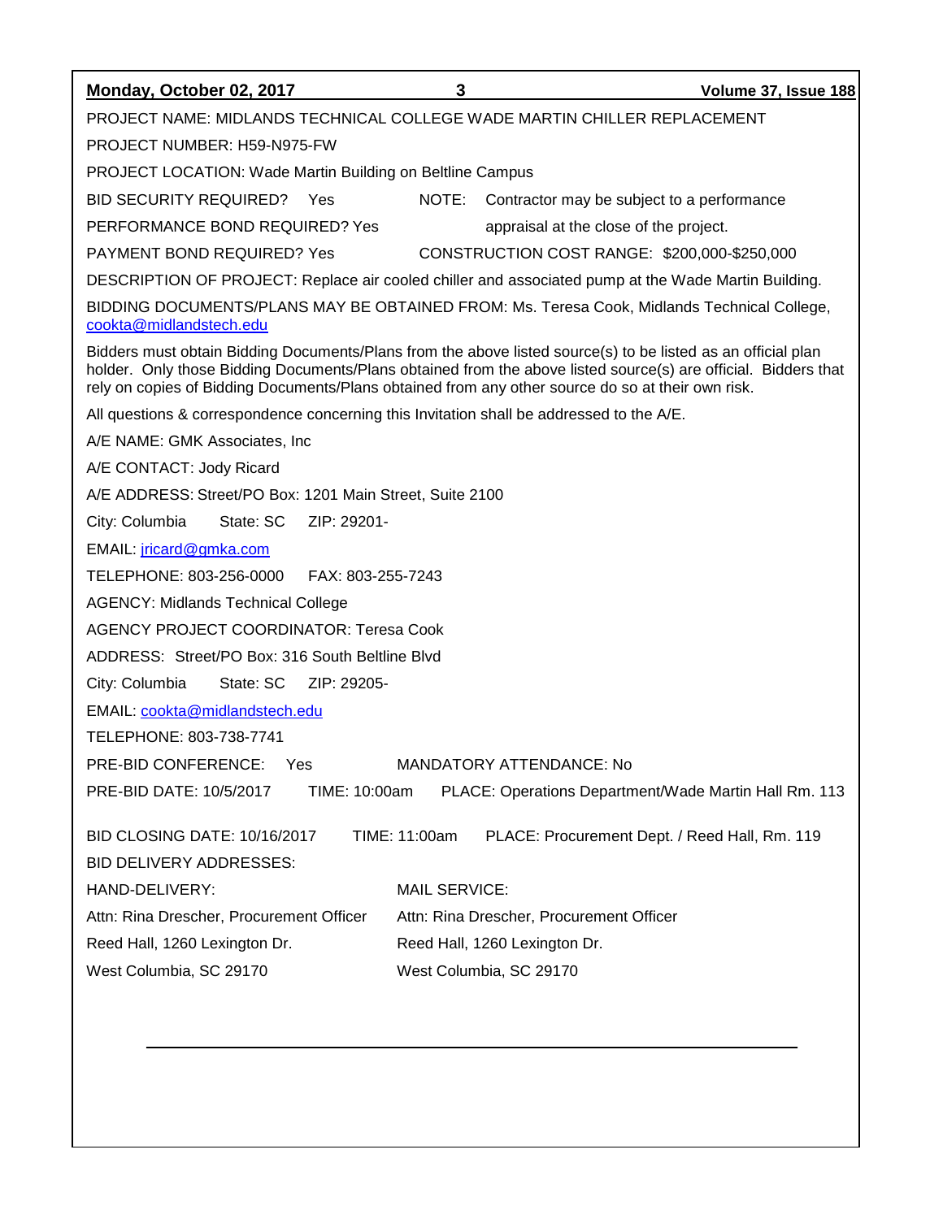PROJECT NAME: MIDLANDS TECHNICAL COLLEGE WADE MARTIN CHILLER REPLACEMENT

PROJECT NUMBER: H59-N975-FW

PROJECT LOCATION: Wade Martin Building on Beltline Campus

BID SECURITY REQUIRED? Yes

PERFORMANCE BOND REQUIRED? Yes

PAYMENT BOND REQUIRED? Yes

NOTE: Contractor may be subject to a performance appraisal at the close of the project.

CONSTRUCTION COST RANGE: $200,000-$250,000

DESCRIPTION OF PROJECT: Replace air cooled chiller and associated pump at the Wade Martin Building.

BIDDING DOCUMENTS/PLANS MAY BE OBTAINED FROM: Ms. Teresa Cook, Midlands Technical College, cookta@midlandstech.edu

Bidders must obtain Bidding Documents/Plans from the above listed source(s) to be listed as an official plan holder. Only those Bidding Documents/Plans obtained from the above listed source(s) are official. Bidders that rely on copies of Bidding Documents/Plans obtained from any other source do so at their own risk.

All questions & correspondence concerning this Invitation shall be addressed to the A/E.

A/E NAME: GMK Associates, Inc

A/E CONTACT: Jody Ricard

A/E ADDRESS: Street/PO Box: 1201 Main Street, Suite 2100

City: Columbia State: SC ZIP: 29201-

EMAIL: jricard@gmka.com

TELEPHONE: 803-256-0000 FAX: 803-255-7243

AGENCY: Midlands Technical College

AGENCY PROJECT COORDINATOR: Teresa Cook

ADDRESS: Street/PO Box: 316 South Beltline Blvd

City: Columbia State: SC ZIP: 29205-

EMAIL: cookta@midlandstech.edu

TELEPHONE: 803-738-7741

PRE-BID CONFERENCE: Yes MANDATORY ATTENDANCE: No

PRE-BID DATE: 10/5/2017 TIME: 10:00am PLACE: Operations Department/Wade Martin Hall Rm. 113

BID CLOSING DATE: 10/16/2017 TIME: 11:00am PLACE: Procurement Dept. / Reed Hall, Rm. 119

BID DELIVERY ADDRESSES:

HAND-DELIVERY:

Attn: Rina Drescher, Procurement Officer
Reed Hall, 1260 Lexington Dr.
West Columbia, SC 29170

MAIL SERVICE:

Attn: Rina Drescher, Procurement Officer
Reed Hall, 1260 Lexington Dr.
West Columbia, SC 29170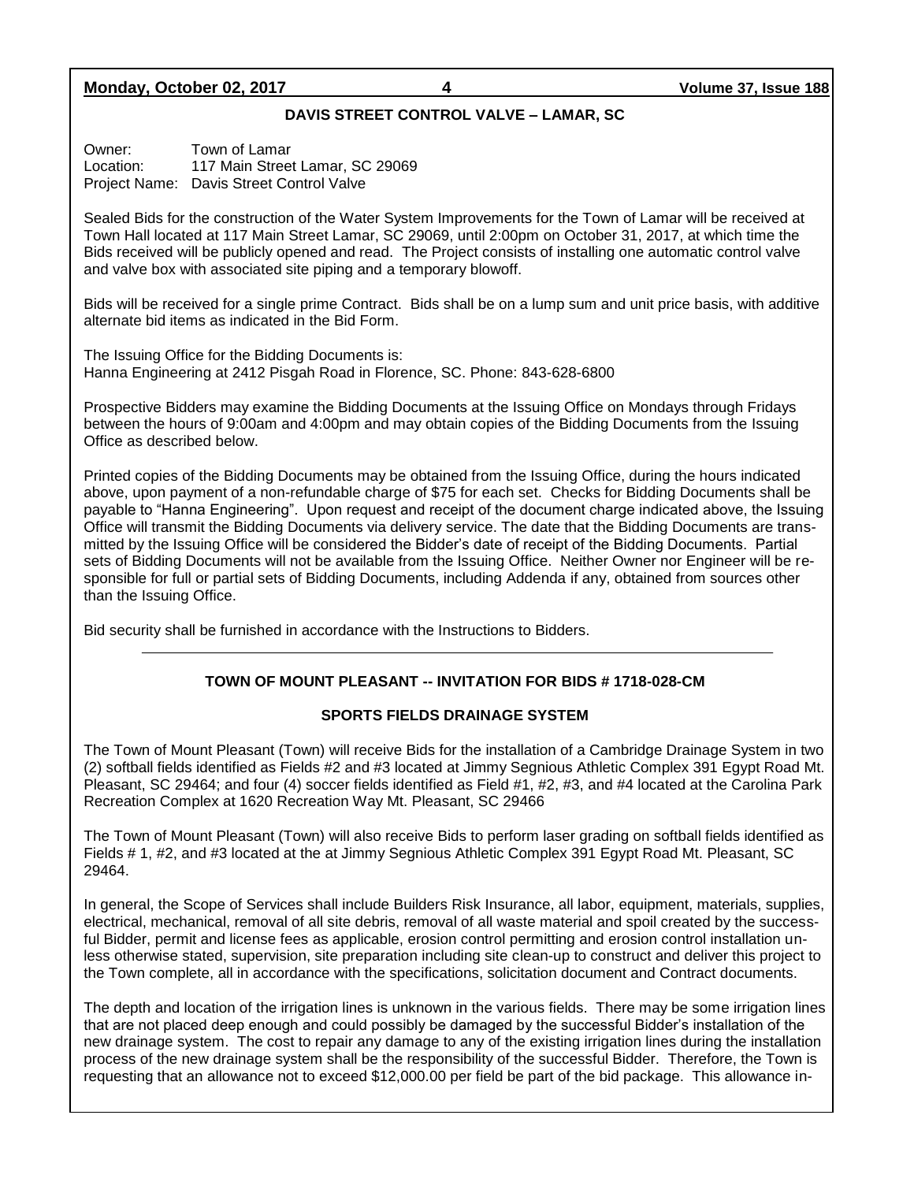## DAVIS STREET CONTROL VALVE – LAMAR, SC

Owner: Town of Lamar
Location: 117 Main Street Lamar, SC 29069
Project Name: Davis Street Control Valve

Sealed Bids for the construction of the Water System Improvements for the Town of Lamar will be received at Town Hall located at 117 Main Street Lamar, SC 29069, until 2:00pm on October 31, 2017, at which time the Bids received will be publicly opened and read. The Project consists of installing one automatic control valve and valve box with associated site piping and a temporary blowoff.

Bids will be received for a single prime Contract. Bids shall be on a lump sum and unit price basis, with additive alternate bid items as indicated in the Bid Form.

The Issuing Office for the Bidding Documents is:
Hanna Engineering at 2412 Pisgah Road in Florence, SC. Phone: 843-628-6800

Prospective Bidders may examine the Bidding Documents at the Issuing Office on Mondays through Fridays between the hours of 9:00am and 4:00pm and may obtain copies of the Bidding Documents from the Issuing Office as described below.

Printed copies of the Bidding Documents may be obtained from the Issuing Office, during the hours indicated above, upon payment of a non-refundable charge of $75 for each set. Checks for Bidding Documents shall be payable to "Hanna Engineering". Upon request and receipt of the document charge indicated above, the Issuing Office will transmit the Bidding Documents via delivery service. The date that the Bidding Documents are transmitted by the Issuing Office will be considered the Bidder's date of receipt of the Bidding Documents. Partial sets of Bidding Documents will not be available from the Issuing Office. Neither Owner nor Engineer will be responsible for full or partial sets of Bidding Documents, including Addenda if any, obtained from sources other than the Issuing Office.

Bid security shall be furnished in accordance with the Instructions to Bidders.

---

## TOWN OF MOUNT PLEASANT -- INVITATION FOR BIDS # 1718-028-CM

### SPORTS FIELDS DRAINAGE SYSTEM

The Town of Mount Pleasant (Town) will receive Bids for the installation of a Cambridge Drainage System in two (2) softball fields identified as Fields #2 and #3 located at Jimmy Segnious Athletic Complex 391 Egypt Road Mt. Pleasant, SC 29464; and four (4) soccer fields identified as Field #1, #2, #3, and #4 located at the Carolina Park Recreation Complex at 1620 Recreation Way Mt. Pleasant, SC 29466

The Town of Mount Pleasant (Town) will also receive Bids to perform laser grading on softball fields identified as Fields # 1, #2, and #3 located at the at Jimmy Segnious Athletic Complex 391 Egypt Road Mt. Pleasant, SC 29464.

In general, the Scope of Services shall include Builders Risk Insurance, all labor, equipment, materials, supplies, electrical, mechanical, removal of all site debris, removal of all waste material and spoil created by the successful Bidder, permit and license fees as applicable, erosion control permitting and erosion control installation unless otherwise stated, supervision, site preparation including site clean-up to construct and deliver this project to the Town complete, all in accordance with the specifications, solicitation document and Contract documents.

The depth and location of the irrigation lines is unknown in the various fields. There may be some irrigation lines that are not placed deep enough and could possibly be damaged by the successful Bidder's installation of the new drainage system. The cost to repair any damage to any of the existing irrigation lines during the installation process of the new drainage system shall be the responsibility of the successful Bidder. Therefore, the Town is requesting that an allowance not to exceed $12,000.00 per field be part of the bid package. This allowance in-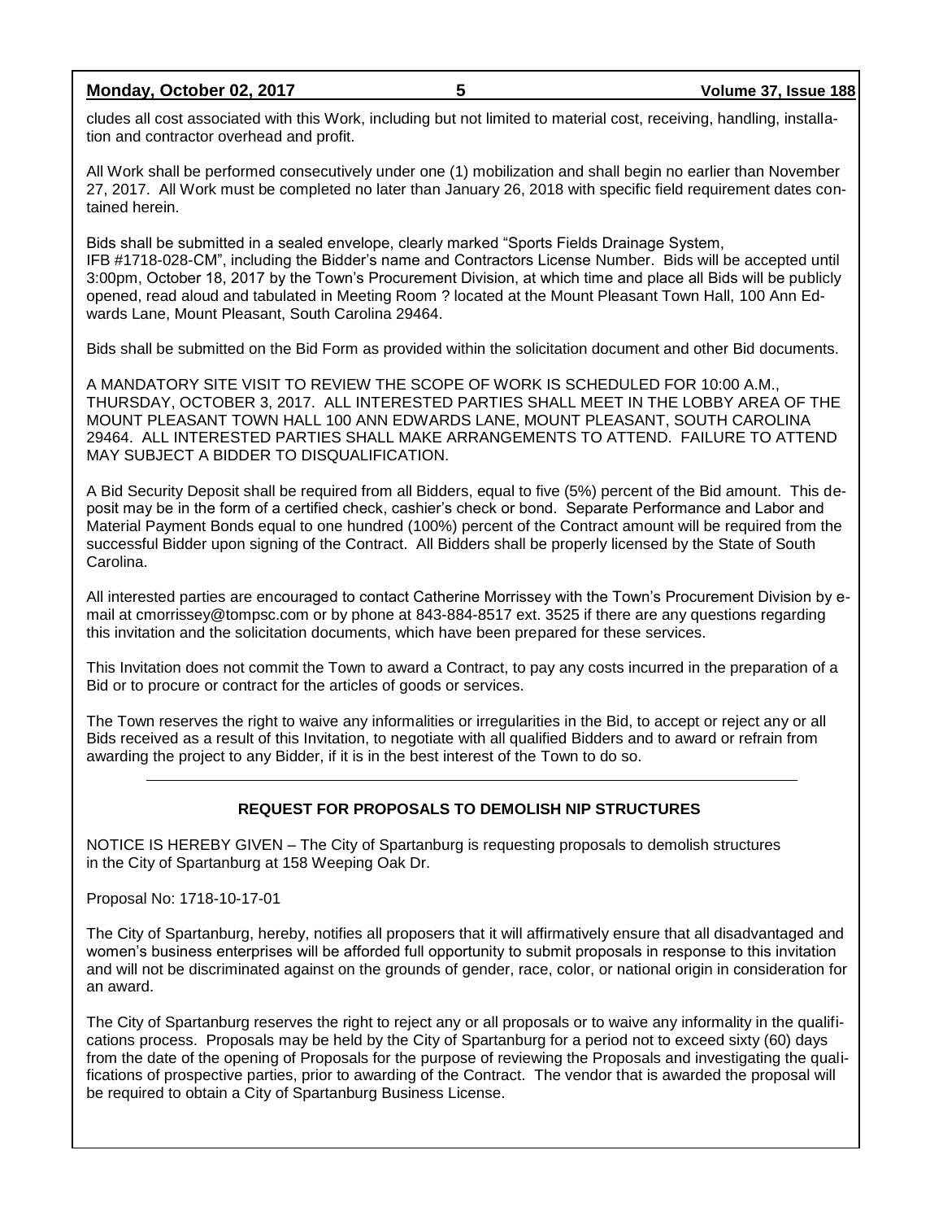cludes all cost associated with this Work, including but not limited to material cost, receiving, handling, installation and contractor overhead and profit.

All Work shall be performed consecutively under one (1) mobilization and shall begin no earlier than November 27, 2017. All Work must be completed no later than January 26, 2018 with specific field requirement dates contained herein.

Bids shall be submitted in a sealed envelope, clearly marked "Sports Fields Drainage System, IFB #1718-028-CM", including the Bidder's name and Contractors License Number. Bids will be accepted until 3:00pm, October 18, 2017 by the Town's Procurement Division, at which time and place all Bids will be publicly opened, read aloud and tabulated in Meeting Room ? located at the Mount Pleasant Town Hall, 100 Ann Edwards Lane, Mount Pleasant, South Carolina 29464.

Bids shall be submitted on the Bid Form as provided within the solicitation document and other Bid documents.

A MANDATORY SITE VISIT TO REVIEW THE SCOPE OF WORK IS SCHEDULED FOR 10:00 A.M., THURSDAY, OCTOBER 3, 2017. ALL INTERESTED PARTIES SHALL MEET IN THE LOBBY AREA OF THE MOUNT PLEASANT TOWN HALL 100 ANN EDWARDS LANE, MOUNT PLEASANT, SOUTH CAROLINA 29464. ALL INTERESTED PARTIES SHALL MAKE ARRANGEMENTS TO ATTEND. FAILURE TO ATTEND MAY SUBJECT A BIDDER TO DISQUALIFICATION.

A Bid Security Deposit shall be required from all Bidders, equal to five (5%) percent of the Bid amount. This deposit may be in the form of a certified check, cashier's check or bond. Separate Performance and Labor and Material Payment Bonds equal to one hundred (100%) percent of the Contract amount will be required from the successful Bidder upon signing of the Contract. All Bidders shall be properly licensed by the State of South Carolina.

All interested parties are encouraged to contact Catherine Morrissey with the Town's Procurement Division by e-mail at cmorrissey@tompsc.com or by phone at 843-884-8517 ext. 3525 if there are any questions regarding this invitation and the solicitation documents, which have been prepared for these services.

This Invitation does not commit the Town to award a Contract, to pay any costs incurred in the preparation of a Bid or to procure or contract for the articles of goods or services.

The Town reserves the right to waive any informalities or irregularities in the Bid, to accept or reject any or all Bids received as a result of this Invitation, to negotiate with all qualified Bidders and to award or refrain from awarding the project to any Bidder, if it is in the best interest of the Town to do so.

---

## REQUEST FOR PROPOSALS TO DEMOLISH NIP STRUCTURES

NOTICE IS HEREBY GIVEN – The City of Spartanburg is requesting proposals to demolish structures in the City of Spartanburg at 158 Weeping Oak Dr.

Proposal No: 1718-10-17-01

The City of Spartanburg, hereby, notifies all proposers that it will affirmatively ensure that all disadvantaged and women's business enterprises will be afforded full opportunity to submit proposals in response to this invitation and will not be discriminated against on the grounds of gender, race, color, or national origin in consideration for an award.

The City of Spartanburg reserves the right to reject any or all proposals or to waive any informality in the qualifications process. Proposals may be held by the City of Spartanburg for a period not to exceed sixty (60) days from the date of the opening of Proposals for the purpose of reviewing the Proposals and investigating the qualifications of prospective parties, prior to awarding of the Contract. The vendor that is awarded the proposal will be required to obtain a City of Spartanburg Business License.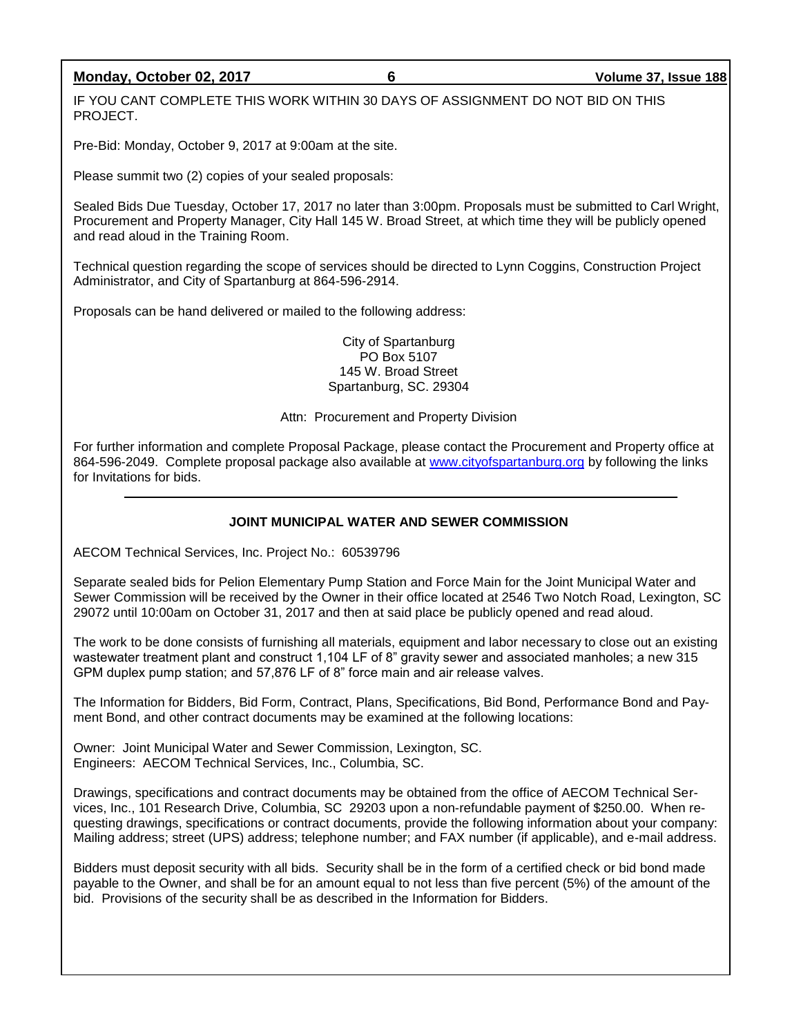IF YOU CANT COMPLETE THIS WORK WITHIN 30 DAYS OF ASSIGNMENT DO NOT BID ON THIS PROJECT.

Pre-Bid: Monday, October 9, 2017 at 9:00am at the site.

Please summit two (2) copies of your sealed proposals:

Sealed Bids Due Tuesday, October 17, 2017 no later than 3:00pm. Proposals must be submitted to Carl Wright, Procurement and Property Manager, City Hall 145 W. Broad Street, at which time they will be publicly opened and read aloud in the Training Room.

Technical question regarding the scope of services should be directed to Lynn Coggins, Construction Project Administrator, and City of Spartanburg at 864-596-2914.

Proposals can be hand delivered or mailed to the following address:

City of Spartanburg
PO Box 5107
145 W. Broad Street
Spartanburg, SC. 29304

Attn: Procurement and Property Division

For further information and complete Proposal Package, please contact the Procurement and Property office at 864-596-2049. Complete proposal package also available at www.cityofspartanburg.org by following the links for Invitations for bids.

---

**JOINT MUNICIPAL WATER AND SEWER COMMISSION**

AECOM Technical Services, Inc. Project No.: 60539796

Separate sealed bids for Pelion Elementary Pump Station and Force Main for the Joint Municipal Water and Sewer Commission will be received by the Owner in their office located at 2546 Two Notch Road, Lexington, SC 29072 until 10:00am on October 31, 2017 and then at said place be publicly opened and read aloud.

The work to be done consists of furnishing all materials, equipment and labor necessary to close out an existing wastewater treatment plant and construct 1,104 LF of 8" gravity sewer and associated manholes; a new 315 GPM duplex pump station; and 57,876 LF of 8" force main and air release valves.

The Information for Bidders, Bid Form, Contract, Plans, Specifications, Bid Bond, Performance Bond and Payment Bond, and other contract documents may be examined at the following locations:

Owner: Joint Municipal Water and Sewer Commission, Lexington, SC.
Engineers: AECOM Technical Services, Inc., Columbia, SC.

Drawings, specifications and contract documents may be obtained from the office of AECOM Technical Services, Inc., 101 Research Drive, Columbia, SC 29203 upon a non-refundable payment of $250.00. When requesting drawings, specifications or contract documents, provide the following information about your company: Mailing address; street (UPS) address; telephone number; and FAX number (if applicable), and e-mail address.

Bidders must deposit security with all bids. Security shall be in the form of a certified check or bid bond made payable to the Owner, and shall be for an amount equal to not less than five percent (5%) of the amount of the bid. Provisions of the security shall be as described in the Information for Bidders.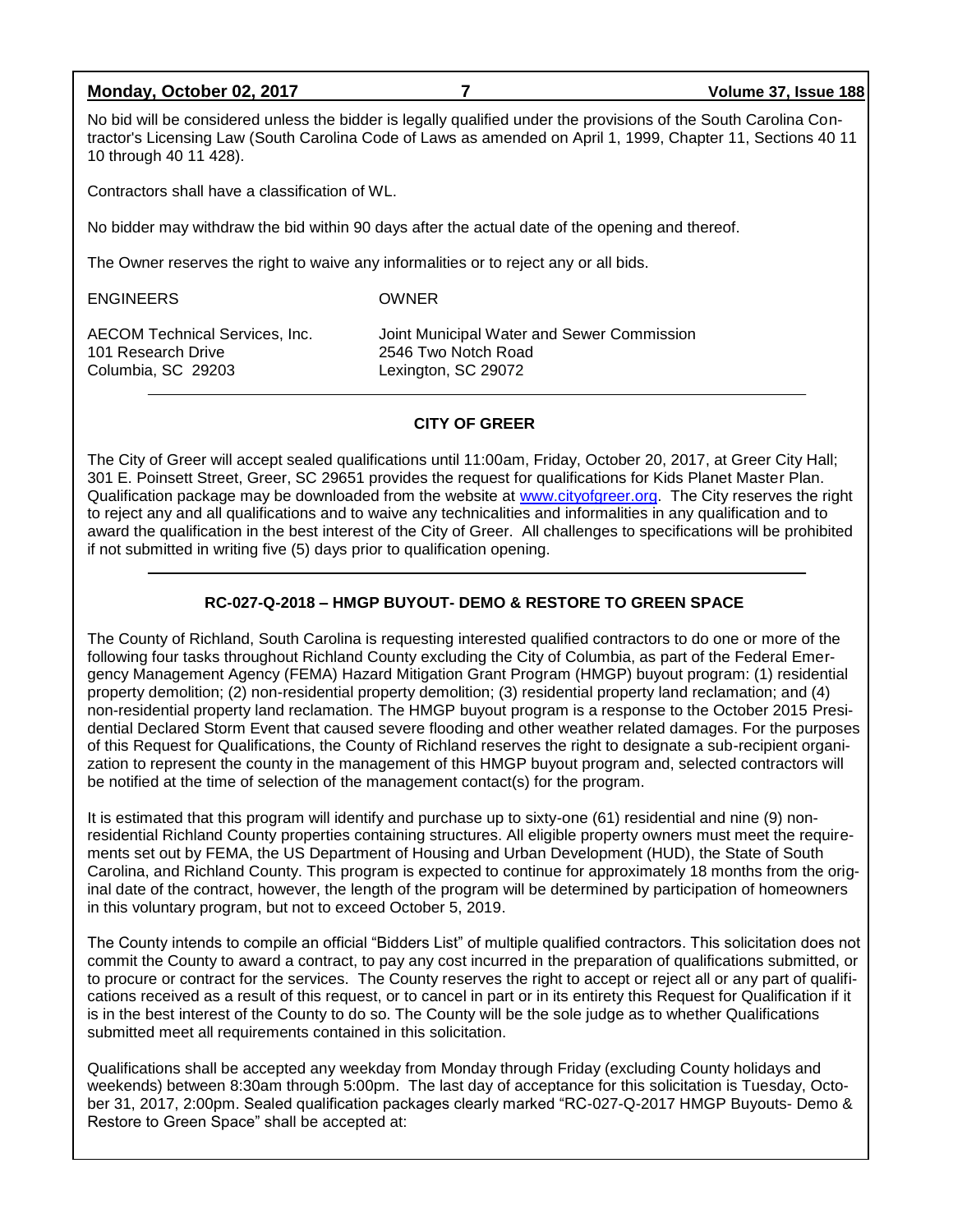No bid will be considered unless the bidder is legally qualified under the provisions of the South Carolina Contractor's Licensing Law (South Carolina Code of Laws as amended on April 1, 1999, Chapter 11, Sections 40 11 10 through 40 11 428).

Contractors shall have a classification of WL.

No bidder may withdraw the bid within 90 days after the actual date of the opening and thereof.

The Owner reserves the right to waive any informalities or to reject any or all bids.

| ENGINEERS | OWNER |
|---|---|
| AECOM Technical Services, Inc.<br>101 Research Drive<br>Columbia, SC 29203 | Joint Municipal Water and Sewer Commission<br>2546 Two Notch Road<br>Lexington, SC 29072 |

---

## CITY OF GREER

The City of Greer will accept sealed qualifications until 11:00am, Friday, October 20, 2017, at Greer City Hall; 301 E. Poinsett Street, Greer, SC 29651 provides the request for qualifications for Kids Planet Master Plan. Qualification package may be downloaded from the website at www.cityofgreer.org. The City reserves the right to reject any and all qualifications and to waive any technicalities and informalities in any qualification and to award the qualification in the best interest of the City of Greer. All challenges to specifications will be prohibited if not submitted in writing five (5) days prior to qualification opening.

---

## RC-027-Q-2018 – HMGP BUYOUT- DEMO & RESTORE TO GREEN SPACE

The County of Richland, South Carolina is requesting interested qualified contractors to do one or more of the following four tasks throughout Richland County excluding the City of Columbia, as part of the Federal Emergency Management Agency (FEMA) Hazard Mitigation Grant Program (HMGP) buyout program: (1) residential property demolition; (2) non-residential property demolition; (3) residential property land reclamation; and (4) non-residential property land reclamation. The HMGP buyout program is a response to the October 2015 Presidential Declared Storm Event that caused severe flooding and other weather related damages. For the purposes of this Request for Qualifications, the County of Richland reserves the right to designate a sub-recipient organization to represent the county in the management of this HMGP buyout program and, selected contractors will be notified at the time of selection of the management contact(s) for the program.

It is estimated that this program will identify and purchase up to sixty-one (61) residential and nine (9) non-residential Richland County properties containing structures. All eligible property owners must meet the requirements set out by FEMA, the US Department of Housing and Urban Development (HUD), the State of South Carolina, and Richland County. This program is expected to continue for approximately 18 months from the original date of the contract, however, the length of the program will be determined by participation of homeowners in this voluntary program, but not to exceed October 5, 2019.

The County intends to compile an official "Bidders List" of multiple qualified contractors. This solicitation does not commit the County to award a contract, to pay any cost incurred in the preparation of qualifications submitted, or to procure or contract for the services. The County reserves the right to accept or reject all or any part of qualifications received as a result of this request, or to cancel in part or in its entirety this Request for Qualification if it is in the best interest of the County to do so. The County will be the sole judge as to whether Qualifications submitted meet all requirements contained in this solicitation.

Qualifications shall be accepted any weekday from Monday through Friday (excluding County holidays and weekends) between 8:30am through 5:00pm. The last day of acceptance for this solicitation is Tuesday, October 31, 2017, 2:00pm. Sealed qualification packages clearly marked "RC-027-Q-2017 HMGP Buyouts- Demo & Restore to Green Space" shall be accepted at: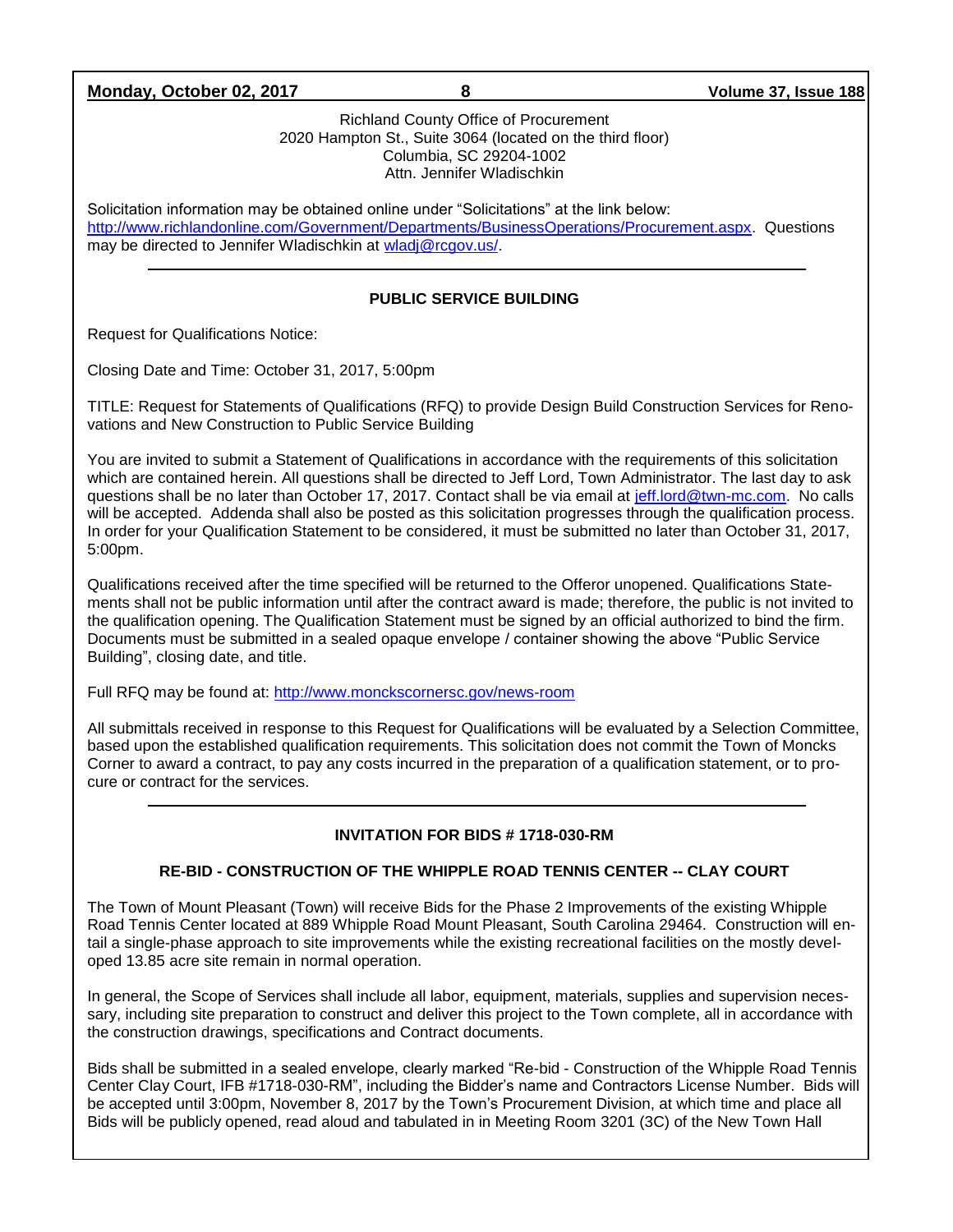Richland County Office of Procurement
2020 Hampton St., Suite 3064 (located on the third floor)
Columbia, SC 29204-1002
Attn. Jennifer Wladischkin

Solicitation information may be obtained online under "Solicitations" at the link below: http://www.richlandonline.com/Government/Departments/BusinessOperations/Procurement.aspx. Questions may be directed to Jennifer Wladischkin at wladj@rcgov.us/.

---

**PUBLIC SERVICE BUILDING**

Request for Qualifications Notice:

Closing Date and Time: October 31, 2017, 5:00pm

TITLE: Request for Statements of Qualifications (RFQ) to provide Design Build Construction Services for Renovations and New Construction to Public Service Building

You are invited to submit a Statement of Qualifications in accordance with the requirements of this solicitation which are contained herein. All questions shall be directed to Jeff Lord, Town Administrator. The last day to ask questions shall be no later than October 17, 2017. Contact shall be via email at jeff.lord@twn-mc.com. No calls will be accepted. Addenda shall also be posted as this solicitation progresses through the qualification process. In order for your Qualification Statement to be considered, it must be submitted no later than October 31, 2017, 5:00pm.

Qualifications received after the time specified will be returned to the Offeror unopened. Qualifications Statements shall not be public information until after the contract award is made; therefore, the public is not invited to the qualification opening. The Qualification Statement must be signed by an official authorized to bind the firm. Documents must be submitted in a sealed opaque envelope / container showing the above "Public Service Building", closing date, and title.

Full RFQ may be found at: http://www.monckscornersc.gov/news-room

All submittals received in response to this Request for Qualifications will be evaluated by a Selection Committee, based upon the established qualification requirements. This solicitation does not commit the Town of Moncks Corner to award a contract, to pay any costs incurred in the preparation of a qualification statement, or to procure or contract for the services.

---

**INVITATION FOR BIDS # 1718-030-RM**

**RE-BID - CONSTRUCTION OF THE WHIPPLE ROAD TENNIS CENTER -- CLAY COURT**

The Town of Mount Pleasant (Town) will receive Bids for the Phase 2 Improvements of the existing Whipple Road Tennis Center located at 889 Whipple Road Mount Pleasant, South Carolina 29464. Construction will entail a single-phase approach to site improvements while the existing recreational facilities on the mostly developed 13.85 acre site remain in normal operation.

In general, the Scope of Services shall include all labor, equipment, materials, supplies and supervision necessary, including site preparation to construct and deliver this project to the Town complete, all in accordance with the construction drawings, specifications and Contract documents.

Bids shall be submitted in a sealed envelope, clearly marked "Re-bid - Construction of the Whipple Road Tennis Center Clay Court, IFB #1718-030-RM", including the Bidder's name and Contractors License Number. Bids will be accepted until 3:00pm, November 8, 2017 by the Town's Procurement Division, at which time and place all Bids will be publicly opened, read aloud and tabulated in in Meeting Room 3201 (3C) of the New Town Hall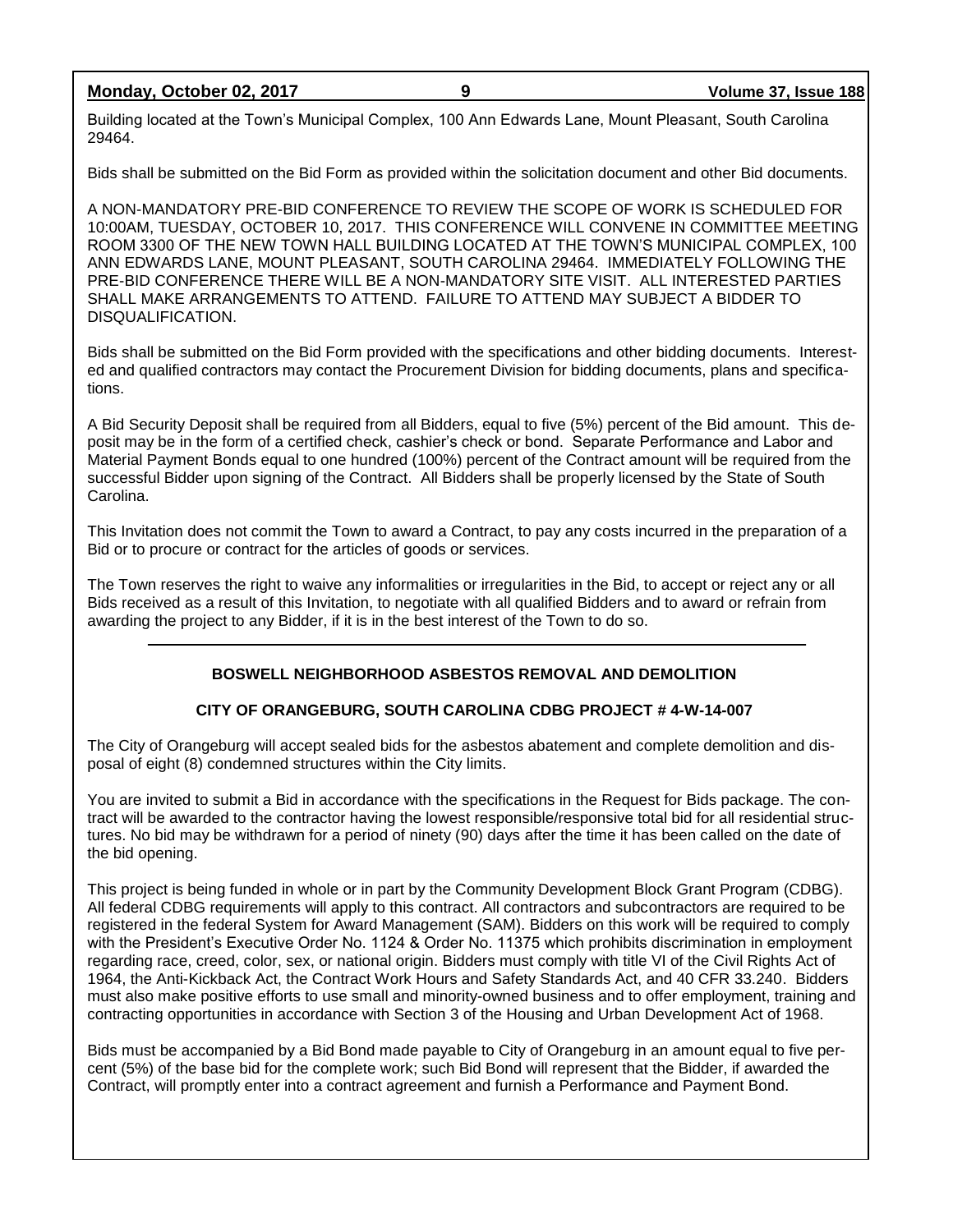Building located at the Town's Municipal Complex, 100 Ann Edwards Lane, Mount Pleasant, South Carolina 29464.

Bids shall be submitted on the Bid Form as provided within the solicitation document and other Bid documents.

A NON-MANDATORY PRE-BID CONFERENCE TO REVIEW THE SCOPE OF WORK IS SCHEDULED FOR 10:00AM, TUESDAY, OCTOBER 10, 2017. THIS CONFERENCE WILL CONVENE IN COMMITTEE MEETING ROOM 3300 OF THE NEW TOWN HALL BUILDING LOCATED AT THE TOWN'S MUNICIPAL COMPLEX, 100 ANN EDWARDS LANE, MOUNT PLEASANT, SOUTH CAROLINA 29464. IMMEDIATELY FOLLOWING THE PRE-BID CONFERENCE THERE WILL BE A NON-MANDATORY SITE VISIT. ALL INTERESTED PARTIES SHALL MAKE ARRANGEMENTS TO ATTEND. FAILURE TO ATTEND MAY SUBJECT A BIDDER TO DISQUALIFICATION.

Bids shall be submitted on the Bid Form provided with the specifications and other bidding documents. Interested and qualified contractors may contact the Procurement Division for bidding documents, plans and specifications.

A Bid Security Deposit shall be required from all Bidders, equal to five (5%) percent of the Bid amount. This deposit may be in the form of a certified check, cashier's check or bond. Separate Performance and Labor and Material Payment Bonds equal to one hundred (100%) percent of the Contract amount will be required from the successful Bidder upon signing of the Contract. All Bidders shall be properly licensed by the State of South Carolina.

This Invitation does not commit the Town to award a Contract, to pay any costs incurred in the preparation of a Bid or to procure or contract for the articles of goods or services.

The Town reserves the right to waive any informalities or irregularities in the Bid, to accept or reject any or all Bids received as a result of this Invitation, to negotiate with all qualified Bidders and to award or refrain from awarding the project to any Bidder, if it is in the best interest of the Town to do so.

---

**BOSWELL NEIGHBORHOOD ASBESTOS REMOVAL AND DEMOLITION**

**CITY OF ORANGEBURG, SOUTH CAROLINA CDBG PROJECT # 4-W-14-007**

The City of Orangeburg will accept sealed bids for the asbestos abatement and complete demolition and disposal of eight (8) condemned structures within the City limits.

You are invited to submit a Bid in accordance with the specifications in the Request for Bids package. The contract will be awarded to the contractor having the lowest responsible/responsive total bid for all residential structures. No bid may be withdrawn for a period of ninety (90) days after the time it has been called on the date of the bid opening.

This project is being funded in whole or in part by the Community Development Block Grant Program (CDBG). All federal CDBG requirements will apply to this contract. All contractors and subcontractors are required to be registered in the federal System for Award Management (SAM). Bidders on this work will be required to comply with the President's Executive Order No. 1124 & Order No. 11375 which prohibits discrimination in employment regarding race, creed, color, sex, or national origin. Bidders must comply with title VI of the Civil Rights Act of 1964, the Anti-Kickback Act, the Contract Work Hours and Safety Standards Act, and 40 CFR 33.240. Bidders must also make positive efforts to use small and minority-owned business and to offer employment, training and contracting opportunities in accordance with Section 3 of the Housing and Urban Development Act of 1968.

Bids must be accompanied by a Bid Bond made payable to City of Orangeburg in an amount equal to five percent (5%) of the base bid for the complete work; such Bid Bond will represent that the Bidder, if awarded the Contract, will promptly enter into a contract agreement and furnish a Performance and Payment Bond.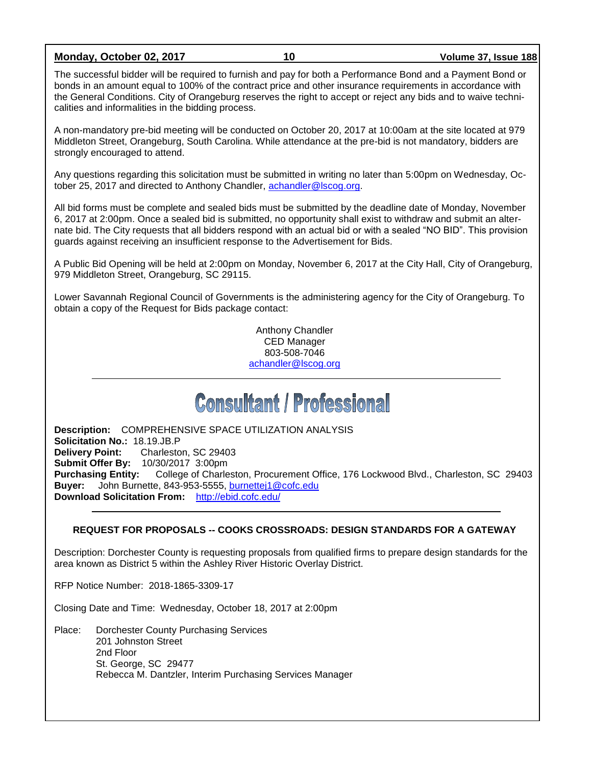The successful bidder will be required to furnish and pay for both a Performance Bond and a Payment Bond or bonds in an amount equal to 100% of the contract price and other insurance requirements in accordance with the General Conditions. City of Orangeburg reserves the right to accept or reject any bids and to waive technicalities and informalities in the bidding process.

A non-mandatory pre-bid meeting will be conducted on October 20, 2017 at 10:00am at the site located at 979 Middleton Street, Orangeburg, South Carolina. While attendance at the pre-bid is not mandatory, bidders are strongly encouraged to attend.

Any questions regarding this solicitation must be submitted in writing no later than 5:00pm on Wednesday, October 25, 2017 and directed to Anthony Chandler, achandler@lscog.org.

All bid forms must be complete and sealed bids must be submitted by the deadline date of Monday, November 6, 2017 at 2:00pm. Once a sealed bid is submitted, no opportunity shall exist to withdraw and submit an alternate bid. The City requests that all bidders respond with an actual bid or with a sealed "NO BID". This provision guards against receiving an insufficient response to the Advertisement for Bids.

A Public Bid Opening will be held at 2:00pm on Monday, November 6, 2017 at the City Hall, City of Orangeburg, 979 Middleton Street, Orangeburg, SC 29115.

Lower Savannah Regional Council of Governments is the administering agency for the City of Orangeburg. To obtain a copy of the Request for Bids package contact:

Anthony Chandler
CED Manager
803-508-7046
achandler@lscog.org

---

# Consultant / Professional

**Description:** COMPREHENSIVE SPACE UTILIZATION ANALYSIS
**Solicitation No.:** 18.19.JB.P
**Delivery Point:** Charleston, SC 29403
**Submit Offer By:** 10/30/2017 3:00pm
**Purchasing Entity:** College of Charleston, Procurement Office, 176 Lockwood Blvd., Charleston, SC 29403
**Buyer:** John Burnette, 843-953-5555, burnettej1@cofc.edu
**Download Solicitation From:** http://ebid.cofc.edu/

---

**REQUEST FOR PROPOSALS -- COOKS CROSSROADS: DESIGN STANDARDS FOR A GATEWAY**

Description: Dorchester County is requesting proposals from qualified firms to prepare design standards for the area known as District 5 within the Ashley River Historic Overlay District.

RFP Notice Number: 2018-1865-3309-17

Closing Date and Time: Wednesday, October 18, 2017 at 2:00pm

Place: Dorchester County Purchasing Services
201 Johnston Street
2nd Floor
St. George, SC 29477
Rebecca M. Dantzler, Interim Purchasing Services Manager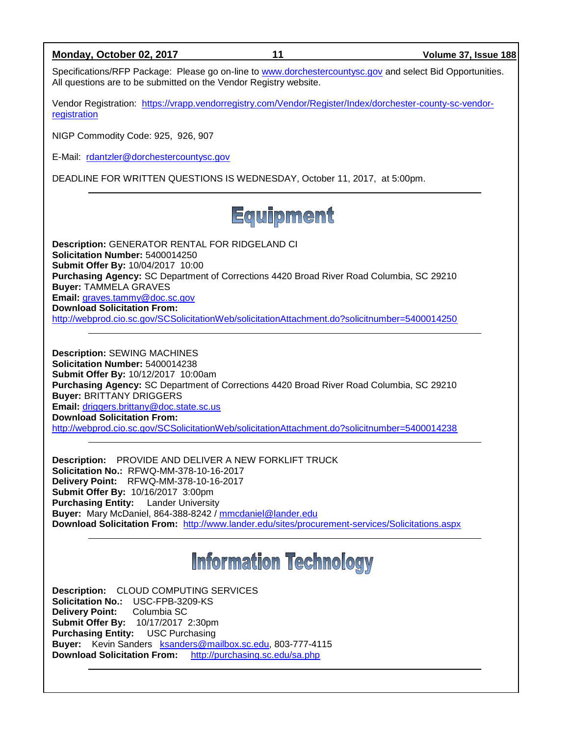Specifications/RFP Package: Please go on-line to www.dorchestercountysc.gov and select Bid Opportunities. All questions are to be submitted on the Vendor Registry website.

Vendor Registration: https://vrapp.vendorregistry.com/Vendor/Register/Index/dorchester-county-sc-vendor-registration

NIGP Commodity Code: 925, 926, 907

E-Mail: rdantzler@dorchestercountysc.gov

DEADLINE FOR WRITTEN QUESTIONS IS WEDNESDAY, October 11, 2017, at 5:00pm.

---

# Equipment

**Description:** GENERATOR RENTAL FOR RIDGELAND CI
**Solicitation Number:** 5400014250
**Submit Offer By:** 10/04/2017 10:00
**Purchasing Agency:** SC Department of Corrections 4420 Broad River Road Columbia, SC 29210
**Buyer:** TAMMELA GRAVES
**Email:** graves.tammy@doc.sc.gov
**Download Solicitation From:**
http://webprod.cio.sc.gov/SCSolicitationWeb/solicitationAttachment.do?solicitnumber=5400014250

---

**Description:** SEWING MACHINES
**Solicitation Number:** 5400014238
**Submit Offer By:** 10/12/2017 10:00am
**Purchasing Agency:** SC Department of Corrections 4420 Broad River Road Columbia, SC 29210
**Buyer:** BRITTANY DRIGGERS
**Email:** driggers.brittany@doc.state.sc.us
**Download Solicitation From:**
http://webprod.cio.sc.gov/SCSolicitationWeb/solicitationAttachment.do?solicitnumber=5400014238

---

**Description:** PROVIDE AND DELIVER A NEW FORKLIFT TRUCK
**Solicitation No.:** RFWQ-MM-378-10-16-2017
**Delivery Point:** RFWQ-MM-378-10-16-2017
**Submit Offer By:** 10/16/2017 3:00pm
**Purchasing Entity:** Lander University
**Buyer:** Mary McDaniel, 864-388-8242 / mmcdaniel@lander.edu
**Download Solicitation From:** http://www.lander.edu/sites/procurement-services/Solicitations.aspx

---

# Information Technology

**Description:** CLOUD COMPUTING SERVICES
**Solicitation No.:** USC-FPB-3209-KS
**Delivery Point:** Columbia SC
**Submit Offer By:** 10/17/2017 2:30pm
**Purchasing Entity:** USC Purchasing
**Buyer:** Kevin Sanders ksanders@mailbox.sc.edu, 803-777-4115
**Download Solicitation From:** http://purchasing.sc.edu/sa.php

---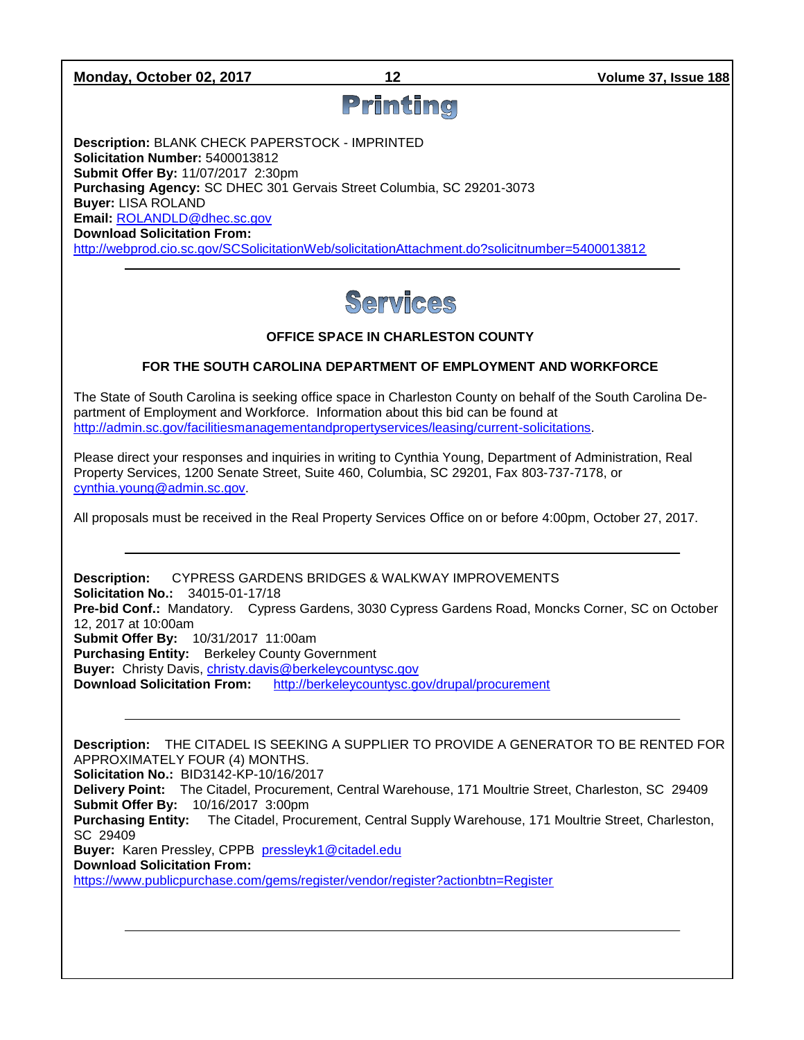# Printing

**Description:** BLANK CHECK PAPERSTOCK - IMPRINTED
**Solicitation Number:** 5400013812
**Submit Offer By:** 11/07/2017 2:30pm
**Purchasing Agency:** SC DHEC 301 Gervais Street Columbia, SC 29201-3073
**Buyer:** LISA ROLAND
**Email:** ROLANDLD@dhec.sc.gov
**Download Solicitation From:**
http://webprod.cio.sc.gov/SCSolicitationWeb/solicitationAttachment.do?solicitnumber=5400013812

---

# Services

**OFFICE SPACE IN CHARLESTON COUNTY**

**FOR THE SOUTH CAROLINA DEPARTMENT OF EMPLOYMENT AND WORKFORCE**

The State of South Carolina is seeking office space in Charleston County on behalf of the South Carolina Department of Employment and Workforce. Information about this bid can be found at http://admin.sc.gov/facilitiesmanagementandpropertyservices/leasing/current-solicitations.

Please direct your responses and inquiries in writing to Cynthia Young, Department of Administration, Real Property Services, 1200 Senate Street, Suite 460, Columbia, SC 29201, Fax 803-737-7178, or cynthia.young@admin.sc.gov.

All proposals must be received in the Real Property Services Office on or before 4:00pm, October 27, 2017.

---

**Description:** CYPRESS GARDENS BRIDGES & WALKWAY IMPROVEMENTS
**Solicitation No.:** 34015-01-17/18
**Pre-bid Conf.:** Mandatory. Cypress Gardens, 3030 Cypress Gardens Road, Moncks Corner, SC on October 12, 2017 at 10:00am
**Submit Offer By:** 10/31/2017 11:00am
**Purchasing Entity:** Berkeley County Government
**Buyer:** Christy Davis, christy.davis@berkeleycountysc.gov
**Download Solicitation From:** http://berkeleycountysc.gov/drupal/procurement

---

**Description:** THE CITADEL IS SEEKING A SUPPLIER TO PROVIDE A GENERATOR TO BE RENTED FOR APPROXIMATELY FOUR (4) MONTHS.
**Solicitation No.:** BID3142-KP-10/16/2017
**Delivery Point:** The Citadel, Procurement, Central Warehouse, 171 Moultrie Street, Charleston, SC 29409
**Submit Offer By:** 10/16/2017 3:00pm
**Purchasing Entity:** The Citadel, Procurement, Central Supply Warehouse, 171 Moultrie Street, Charleston, SC 29409
**Buyer:** Karen Pressley, CPPB pressleyk1@citadel.edu
**Download Solicitation From:**
https://www.publicpurchase.com/gems/register/vendor/register?actionbtn=Register

---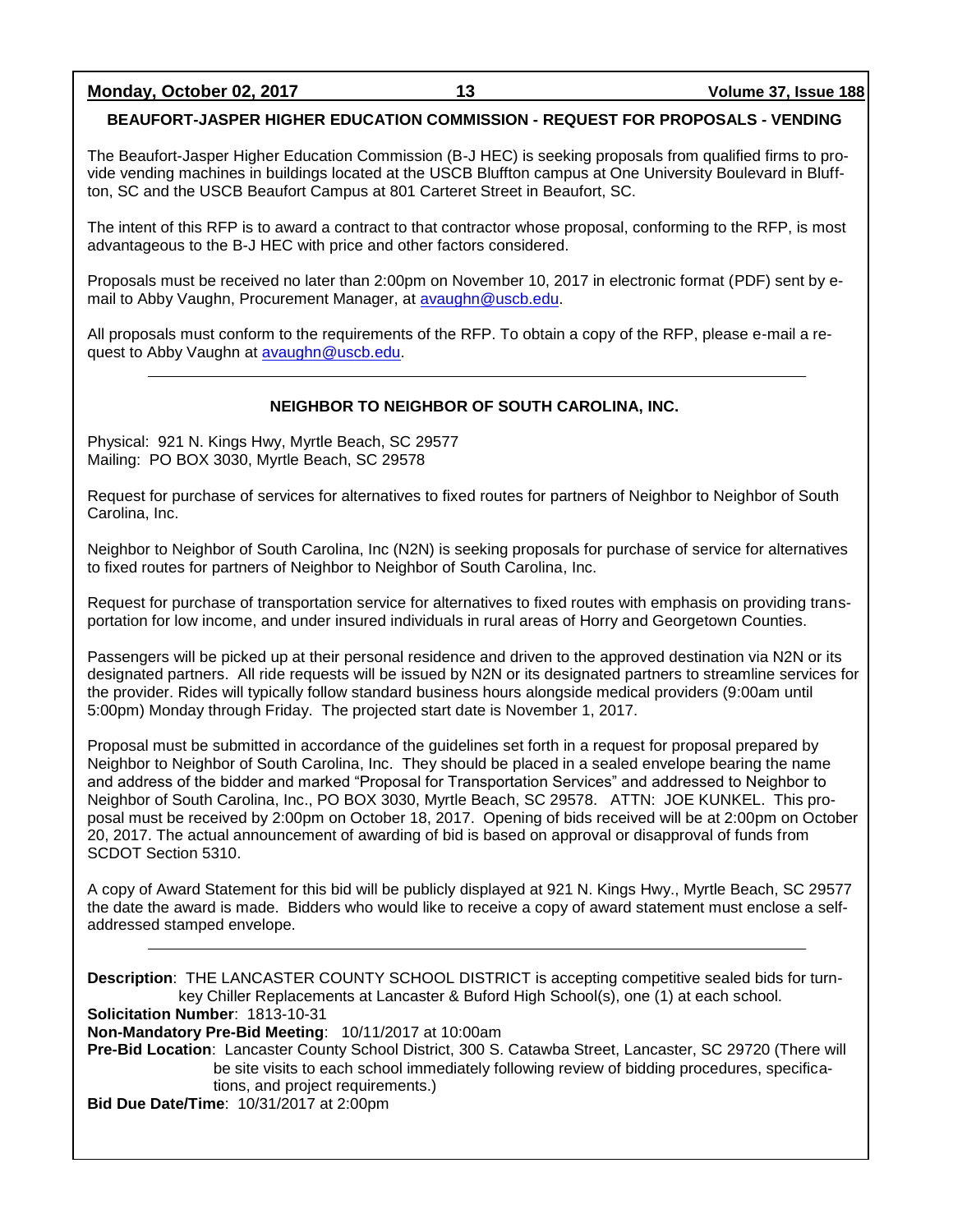## BEAUFORT-JASPER HIGHER EDUCATION COMMISSION - REQUEST FOR PROPOSALS - VENDING

The Beaufort-Jasper Higher Education Commission (B-J HEC) is seeking proposals from qualified firms to provide vending machines in buildings located at the USCB Bluffton campus at One University Boulevard in Bluffton, SC and the USCB Beaufort Campus at 801 Carteret Street in Beaufort, SC.

The intent of this RFP is to award a contract to that contractor whose proposal, conforming to the RFP, is most advantageous to the B-J HEC with price and other factors considered.

Proposals must be received no later than 2:00pm on November 10, 2017 in electronic format (PDF) sent by e-mail to Abby Vaughn, Procurement Manager, at avaughn@uscb.edu.

All proposals must conform to the requirements of the RFP. To obtain a copy of the RFP, please e-mail a request to Abby Vaughn at avaughn@uscb.edu.

---

## NEIGHBOR TO NEIGHBOR OF SOUTH CAROLINA, INC.

Physical: 921 N. Kings Hwy, Myrtle Beach, SC 29577
Mailing: PO BOX 3030, Myrtle Beach, SC 29578

Request for purchase of services for alternatives to fixed routes for partners of Neighbor to Neighbor of South Carolina, Inc.

Neighbor to Neighbor of South Carolina, Inc (N2N) is seeking proposals for purchase of service for alternatives to fixed routes for partners of Neighbor to Neighbor of South Carolina, Inc.

Request for purchase of transportation service for alternatives to fixed routes with emphasis on providing transportation for low income, and under insured individuals in rural areas of Horry and Georgetown Counties.

Passengers will be picked up at their personal residence and driven to the approved destination via N2N or its designated partners. All ride requests will be issued by N2N or its designated partners to streamline services for the provider. Rides will typically follow standard business hours alongside medical providers (9:00am until 5:00pm) Monday through Friday. The projected start date is November 1, 2017.

Proposal must be submitted in accordance of the guidelines set forth in a request for proposal prepared by Neighbor to Neighbor of South Carolina, Inc. They should be placed in a sealed envelope bearing the name and address of the bidder and marked "Proposal for Transportation Services" and addressed to Neighbor to Neighbor of South Carolina, Inc., PO BOX 3030, Myrtle Beach, SC 29578. ATTN: JOE KUNKEL. This proposal must be received by 2:00pm on October 18, 2017. Opening of bids received will be at 2:00pm on October 20, 2017. The actual announcement of awarding of bid is based on approval or disapproval of funds from SCDOT Section 5310.

A copy of Award Statement for this bid will be publicly displayed at 921 N. Kings Hwy., Myrtle Beach, SC 29577 the date the award is made. Bidders who would like to receive a copy of award statement must enclose a self-addressed stamped envelope.

---

**Description**: THE LANCASTER COUNTY SCHOOL DISTRICT is accepting competitive sealed bids for turn-key Chiller Replacements at Lancaster & Buford High School(s), one (1) at each school.
**Solicitation Number**: 1813-10-31
**Non-Mandatory Pre-Bid Meeting**: 10/11/2017 at 10:00am
**Pre-Bid Location**: Lancaster County School District, 300 S. Catawba Street, Lancaster, SC 29720 (There will be site visits to each school immediately following review of bidding procedures, specifications, and project requirements.)
**Bid Due Date/Time**: 10/31/2017 at 2:00pm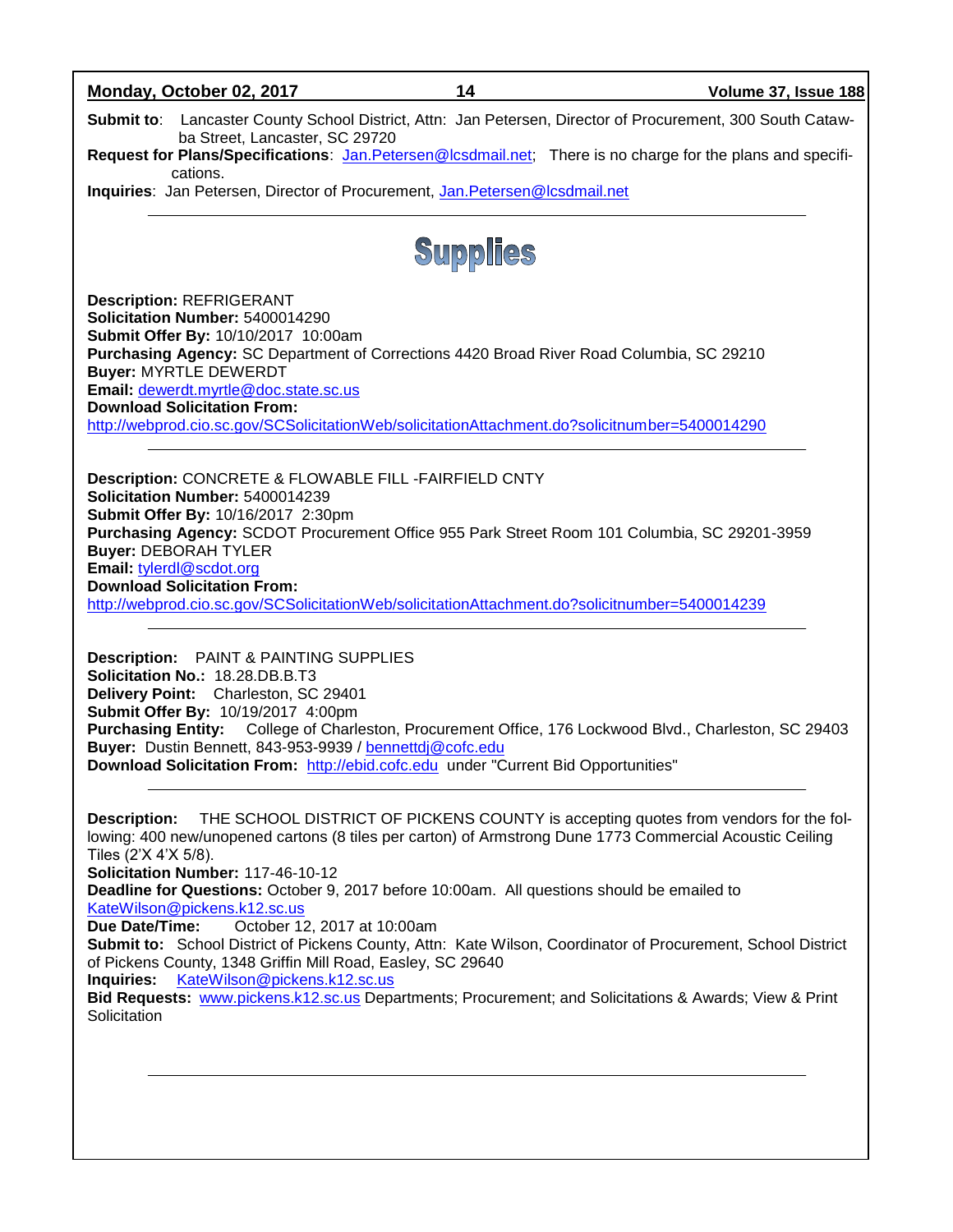**Submit to**: Lancaster County School District, Attn: Jan Petersen, Director of Procurement, 300 South Catawba Street, Lancaster, SC 29720
**Request for Plans/Specifications**: Jan.Petersen@lcsdmail.net; There is no charge for the plans and specifications.
**Inquiries**: Jan Petersen, Director of Procurement, Jan.Petersen@lcsdmail.net

---

# Supplies

**Description:** REFRIGERANT
**Solicitation Number:** 5400014290
**Submit Offer By:** 10/10/2017 10:00am
**Purchasing Agency:** SC Department of Corrections 4420 Broad River Road Columbia, SC 29210
**Buyer:** MYRTLE DEWERDT
**Email:** dewerdt.myrtle@doc.state.sc.us
**Download Solicitation From:**
http://webprod.cio.sc.gov/SCSolicitationWeb/solicitationAttachment.do?solicitnumber=5400014290

---

**Description:** CONCRETE & FLOWABLE FILL -FAIRFIELD CNTY
**Solicitation Number:** 5400014239
**Submit Offer By:** 10/16/2017 2:30pm
**Purchasing Agency:** SCDOT Procurement Office 955 Park Street Room 101 Columbia, SC 29201-3959
**Buyer:** DEBORAH TYLER
**Email:** tylerdl@scdot.org
**Download Solicitation From:**
http://webprod.cio.sc.gov/SCSolicitationWeb/solicitationAttachment.do?solicitnumber=5400014239

---

**Description:** PAINT & PAINTING SUPPLIES
**Solicitation No.:** 18.28.DB.B.T3
**Delivery Point:** Charleston, SC 29401
**Submit Offer By:** 10/19/2017 4:00pm
**Purchasing Entity:** College of Charleston, Procurement Office, 176 Lockwood Blvd., Charleston, SC 29403
**Buyer:** Dustin Bennett, 843-953-9939 / bennettdj@cofc.edu
**Download Solicitation From:** http://ebid.cofc.edu under "Current Bid Opportunities"

---

**Description:** THE SCHOOL DISTRICT OF PICKENS COUNTY is accepting quotes from vendors for the following: 400 new/unopened cartons (8 tiles per carton) of Armstrong Dune 1773 Commercial Acoustic Ceiling Tiles (2'X 4'X 5/8).
**Solicitation Number:** 117-46-10-12
**Deadline for Questions:** October 9, 2017 before 10:00am. All questions should be emailed to KateWilson@pickens.k12.sc.us
**Due Date/Time:** October 12, 2017 at 10:00am
**Submit to:** School District of Pickens County, Attn: Kate Wilson, Coordinator of Procurement, School District of Pickens County, 1348 Griffin Mill Road, Easley, SC 29640
**Inquiries:** KateWilson@pickens.k12.sc.us
**Bid Requests:** www.pickens.k12.sc.us Departments; Procurement; and Solicitations & Awards; View & Print Solicitation

---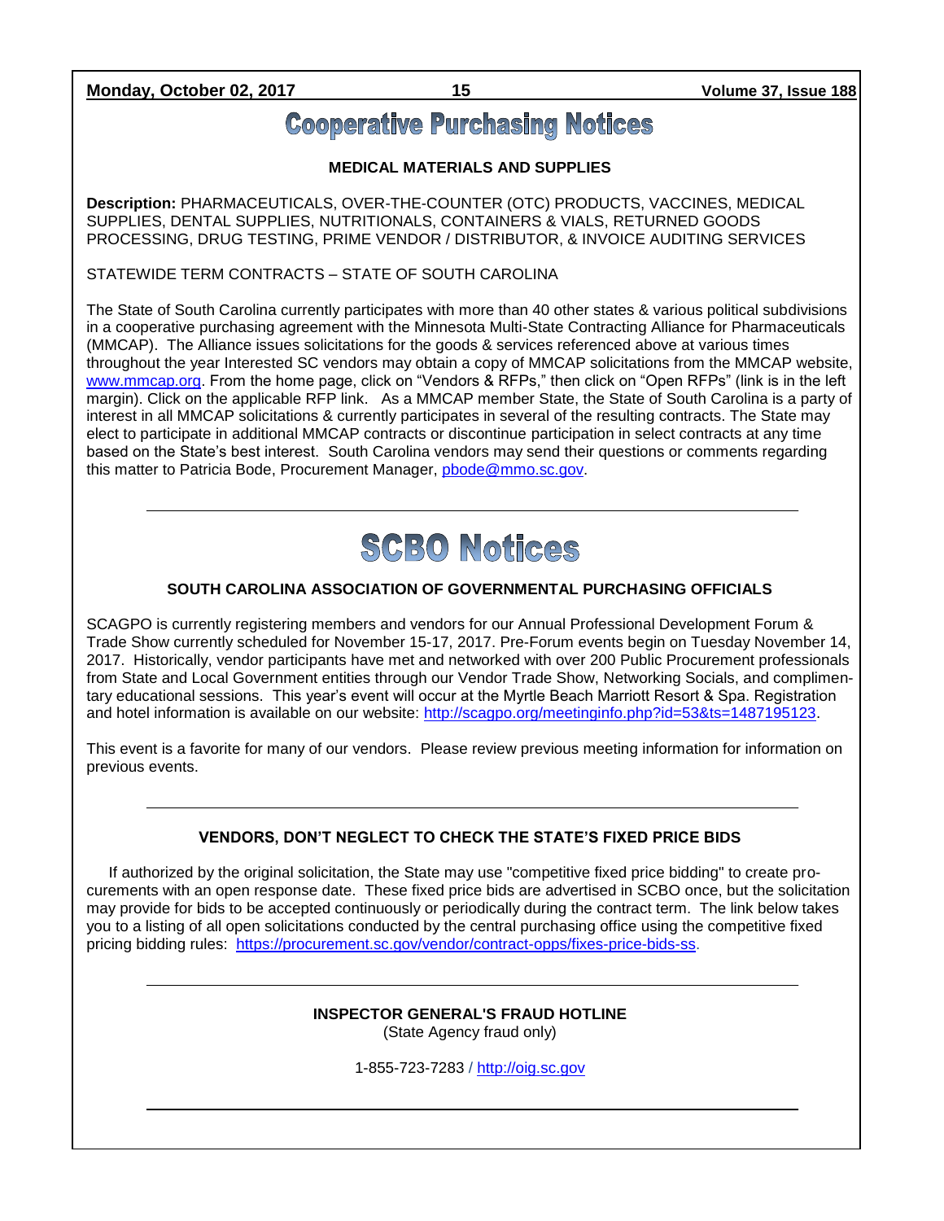# Cooperative Purchasing Notices

### MEDICAL MATERIALS AND SUPPLIES

**Description:** PHARMACEUTICALS, OVER-THE-COUNTER (OTC) PRODUCTS, VACCINES, MEDICAL SUPPLIES, DENTAL SUPPLIES, NUTRITIONALS, CONTAINERS & VIALS, RETURNED GOODS PROCESSING, DRUG TESTING, PRIME VENDOR / DISTRIBUTOR, & INVOICE AUDITING SERVICES

STATEWIDE TERM CONTRACTS – STATE OF SOUTH CAROLINA

The State of South Carolina currently participates with more than 40 other states & various political subdivisions in a cooperative purchasing agreement with the Minnesota Multi-State Contracting Alliance for Pharmaceuticals (MMCAP). The Alliance issues solicitations for the goods & services referenced above at various times throughout the year Interested SC vendors may obtain a copy of MMCAP solicitations from the MMCAP website, www.mmcap.org. From the home page, click on "Vendors & RFPs," then click on "Open RFPs" (link is in the left margin). Click on the applicable RFP link. As a MMCAP member State, the State of South Carolina is a party of interest in all MMCAP solicitations & currently participates in several of the resulting contracts. The State may elect to participate in additional MMCAP contracts or discontinue participation in select contracts at any time based on the State's best interest. South Carolina vendors may send their questions or comments regarding this matter to Patricia Bode, Procurement Manager, pbode@mmo.sc.gov.

---

# SCBO Notices

### SOUTH CAROLINA ASSOCIATION OF GOVERNMENTAL PURCHASING OFFICIALS

SCAGPO is currently registering members and vendors for our Annual Professional Development Forum & Trade Show currently scheduled for November 15-17, 2017. Pre-Forum events begin on Tuesday November 14, 2017. Historically, vendor participants have met and networked with over 200 Public Procurement professionals from State and Local Government entities through our Vendor Trade Show, Networking Socials, and complimentary educational sessions. This year's event will occur at the Myrtle Beach Marriott Resort & Spa. Registration and hotel information is available on our website: http://scagpo.org/meetinginfo.php?id=53&ts=1487195123.

This event is a favorite for many of our vendors. Please review previous meeting information for information on previous events.

---

### VENDORS, DON'T NEGLECT TO CHECK THE STATE'S FIXED PRICE BIDS

If authorized by the original solicitation, the State may use "competitive fixed price bidding" to create procurements with an open response date. These fixed price bids are advertised in SCBO once, but the solicitation may provide for bids to be accepted continuously or periodically during the contract term. The link below takes you to a listing of all open solicitations conducted by the central purchasing office using the competitive fixed pricing bidding rules: https://procurement.sc.gov/vendor/contract-opps/fixes-price-bids-ss.

---

### INSPECTOR GENERAL'S FRAUD HOTLINE

(State Agency fraud only)

1-855-723-7283 / http://oig.sc.gov

---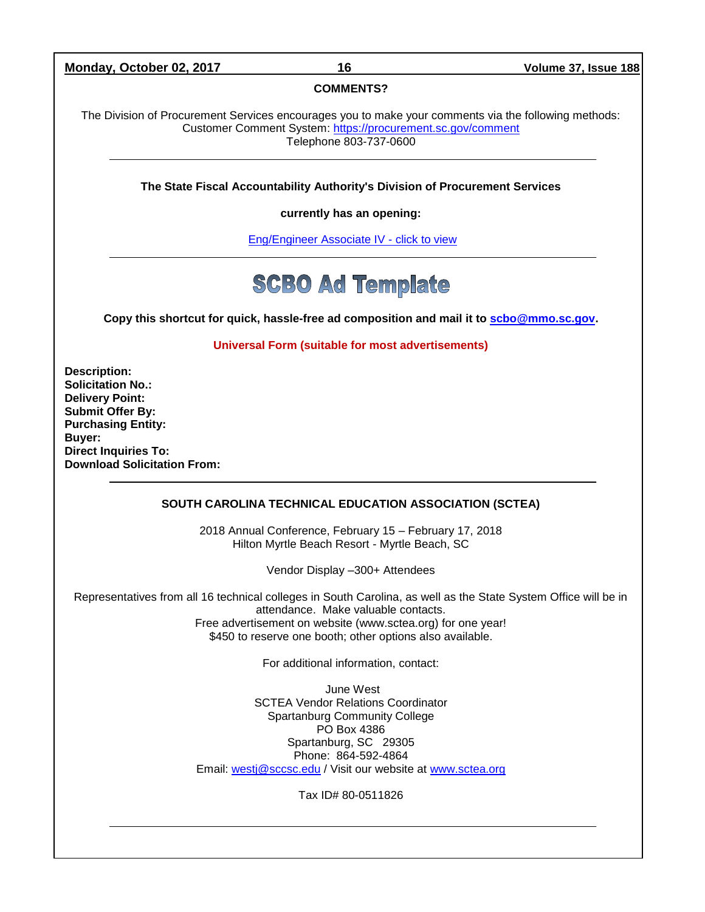**COMMENTS?**

The Division of Procurement Services encourages you to make your comments via the following methods:
Customer Comment System: [https://procurement.sc.gov/comment](https://procurement.sc.gov/comment)
Telephone 803-737-0600

---

**The State Fiscal Accountability Authority's Division of Procurement Services**

**currently has an opening:**

[Eng/Engineer Associate IV - click to view]()

---

# SCBO Ad Template

**Copy this shortcut for quick, hassle-free ad composition and mail it to [scbo@mmo.sc.gov](mailto:scbo@mmo.sc.gov).**

**Universal Form (suitable for most advertisements)**

**Description:**
**Solicitation No.:**
**Delivery Point:**
**Submit Offer By:**
**Purchasing Entity:**
**Buyer:**
**Direct Inquiries To:**
**Download Solicitation From:**

---

**SOUTH CAROLINA TECHNICAL EDUCATION ASSOCIATION (SCTEA)**

2018 Annual Conference, February 15 – February 17, 2018
Hilton Myrtle Beach Resort - Myrtle Beach, SC

Vendor Display –300+ Attendees

Representatives from all 16 technical colleges in South Carolina, as well as the State System Office will be in attendance. Make valuable contacts.
Free advertisement on website (www.sctea.org) for one year!
$450 to reserve one booth; other options also available.

For additional information, contact:

June West
SCTEA Vendor Relations Coordinator
Spartanburg Community College
PO Box 4386
Spartanburg, SC 29305
Phone: 864-592-4864
Email: [westj@sccsc.edu](mailto:westj@sccsc.edu) / Visit our website at [www.sctea.org](http://www.sctea.org)

Tax ID# 80-0511826

---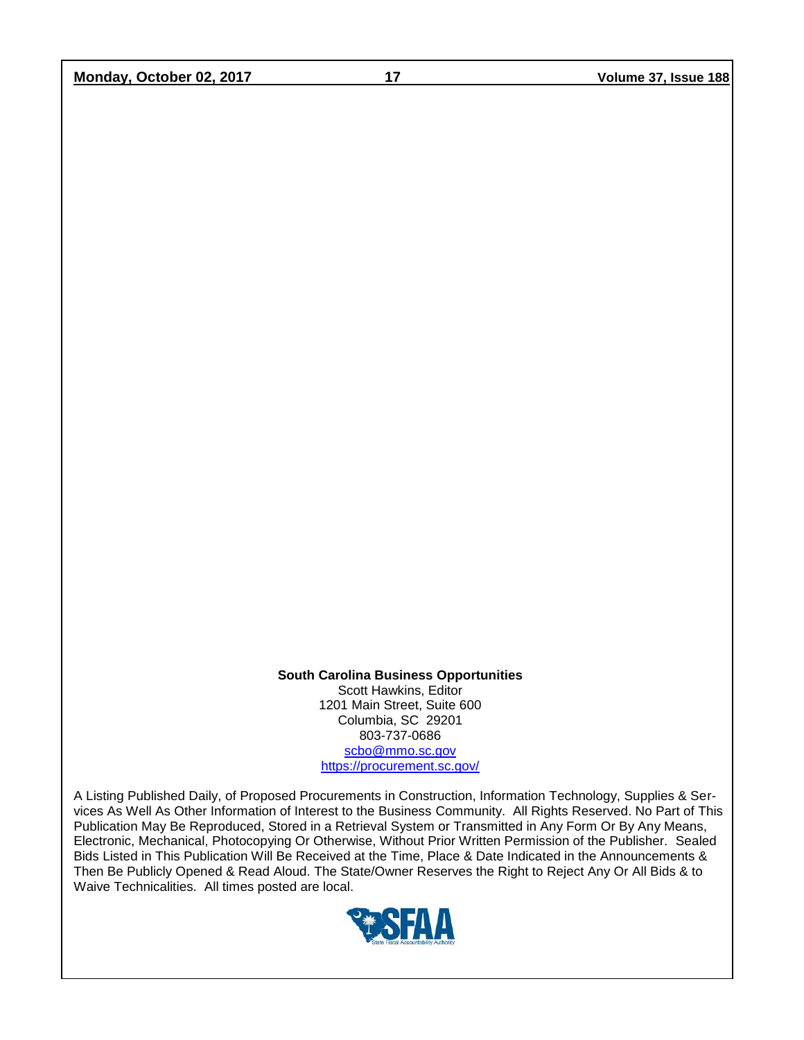**South Carolina Business Opportunities**
Scott Hawkins, Editor
1201 Main Street, Suite 600
Columbia, SC 29201
803-737-0686
scbo@mmo.sc.gov
https://procurement.sc.gov/

A Listing Published Daily, of Proposed Procurements in Construction, Information Technology, Supplies & Services As Well As Other Information of Interest to the Business Community. All Rights Reserved. No Part of This Publication May Be Reproduced, Stored in a Retrieval System or Transmitted in Any Form Or By Any Means, Electronic, Mechanical, Photocopying Or Otherwise, Without Prior Written Permission of the Publisher. Sealed Bids Listed in This Publication Will Be Received at the Time, Place & Date Indicated in the Announcements & Then Be Publicly Opened & Read Aloud. The State/Owner Reserves the Right to Reject Any Or All Bids & to Waive Technicalities. All times posted are local.

SFAA
State Fiscal Accountability Authority